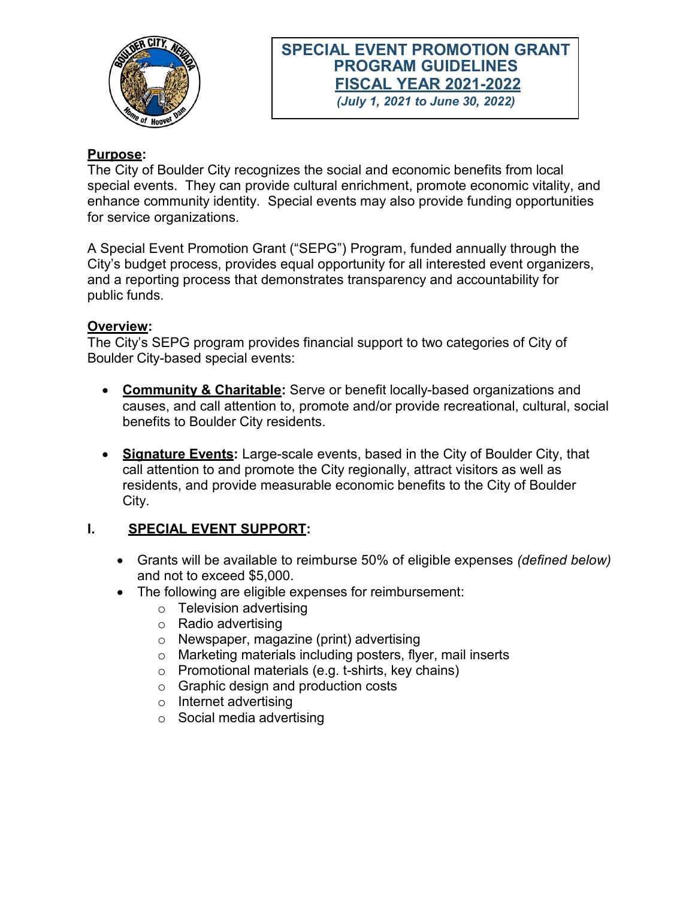# SPECIAL EVENT PROMOTION GRANT PROGRAM GUIDELINES FISCAL YEAR 2021-2022

*(July 1, 2021 to June 30, 2022)*

**Purpose:**

The City of Boulder City recognizes the social and economic benefits from local special events. They can provide cultural enrichment, promote economic vitality, and enhance community identity. Special events may also provide funding opportunities for service organizations.

A Special Event Promotion Grant ("SEPG") Program, funded annually through the City's budget process, provides equal opportunity for all interested event organizers, and a reporting process that demonstrates transparency and accountability for public funds.

**Overview:**

The City's SEPG program provides financial support to two categories of City of Boulder City-based special events:

- **Community & Charitable:** Serve or benefit locally-based organizations and causes, and call attention to, promote and/or provide recreational, cultural, social benefits to Boulder City residents.
- **Signature Events:** Large-scale events, based in the City of Boulder City, that call attention to and promote the City regionally, attract visitors as well as residents, and provide measurable economic benefits to the City of Boulder City.

## I. SPECIAL EVENT SUPPORT:

- Grants will be available to reimburse 50% of eligible expenses *(defined below)* and not to exceed $5,000.
- The following are eligible expenses for reimbursement:
  - Television advertising
  - Radio advertising
  - Newspaper, magazine (print) advertising
  - Marketing materials including posters, flyer, mail inserts
  - Promotional materials (e.g. t-shirts, key chains)
  - Graphic design and production costs
  - Internet advertising
  - Social media advertising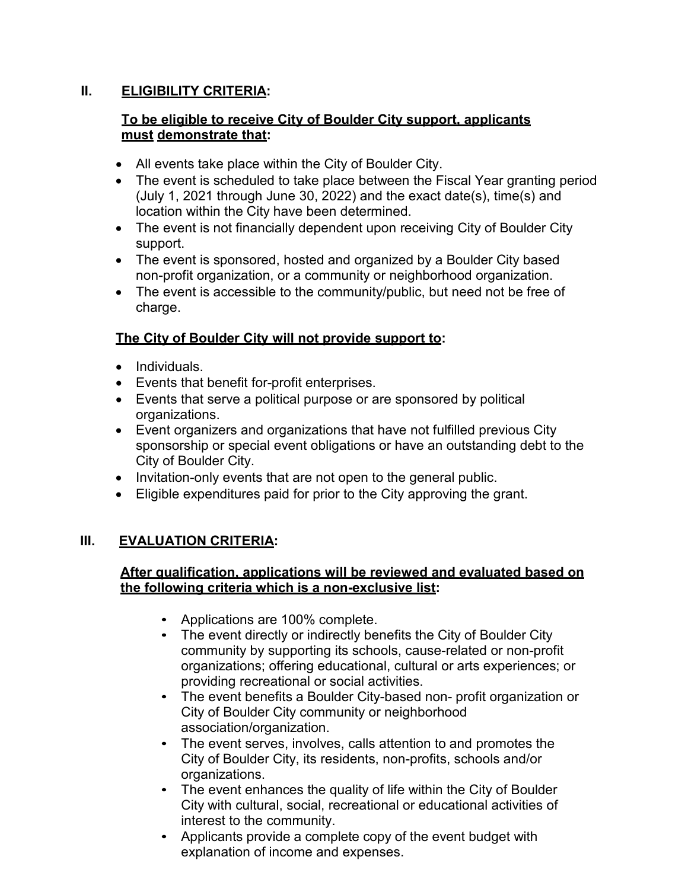## II. ELIGIBILITY CRITERIA:

**To be eligible to receive City of Boulder City support, applicants must demonstrate that:**

- All events take place within the City of Boulder City.
- The event is scheduled to take place between the Fiscal Year granting period (July 1, 2021 through June 30, 2022) and the exact date(s), time(s) and location within the City have been determined.
- The event is not financially dependent upon receiving City of Boulder City support.
- The event is sponsored, hosted and organized by a Boulder City based non-profit organization, or a community or neighborhood organization.
- The event is accessible to the community/public, but need not be free of charge.

**The City of Boulder City will not provide support to:**

- Individuals.
- Events that benefit for-profit enterprises.
- Events that serve a political purpose or are sponsored by political organizations.
- Event organizers and organizations that have not fulfilled previous City sponsorship or special event obligations or have an outstanding debt to the City of Boulder City.
- Invitation-only events that are not open to the general public.
- Eligible expenditures paid for prior to the City approving the grant.

## III. EVALUATION CRITERIA:

**After qualification, applications will be reviewed and evaluated based on the following criteria which is a non-exclusive list:**

- Applications are 100% complete.
- The event directly or indirectly benefits the City of Boulder City community by supporting its schools, cause-related or non-profit organizations; offering educational, cultural or arts experiences; or providing recreational or social activities.
- The event benefits a Boulder City-based non- profit organization or City of Boulder City community or neighborhood association/organization.
- The event serves, involves, calls attention to and promotes the City of Boulder City, its residents, non-profits, schools and/or organizations.
- The event enhances the quality of life within the City of Boulder City with cultural, social, recreational or educational activities of interest to the community.
- Applicants provide a complete copy of the event budget with explanation of income and expenses.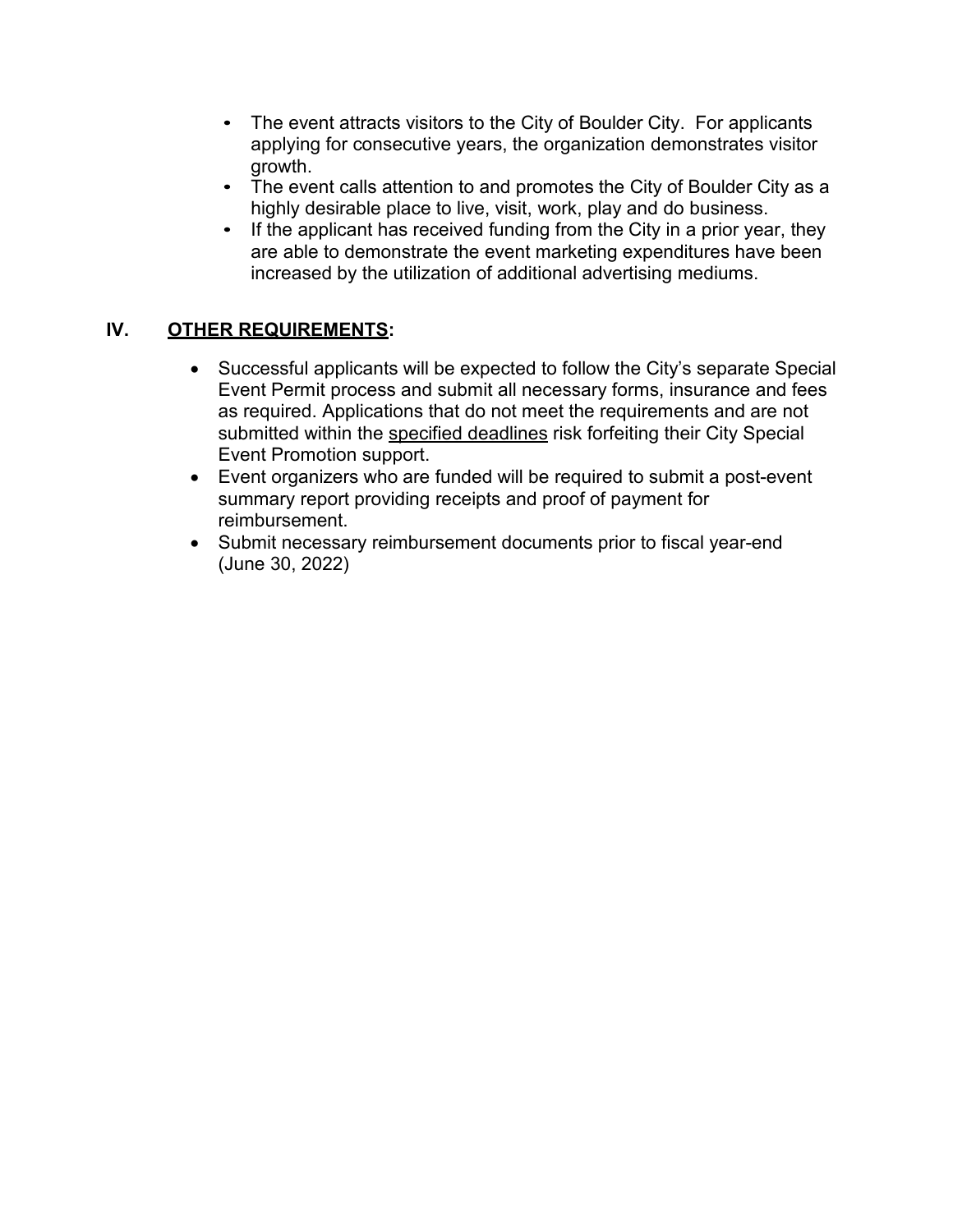- The event attracts visitors to the City of Boulder City. For applicants applying for consecutive years, the organization demonstrates visitor growth.
- The event calls attention to and promotes the City of Boulder City as a highly desirable place to live, visit, work, play and do business.
- If the applicant has received funding from the City in a prior year, they are able to demonstrate the event marketing expenditures have been increased by the utilization of additional advertising mediums.

## IV. OTHER REQUIREMENTS:

- Successful applicants will be expected to follow the City's separate Special Event Permit process and submit all necessary forms, insurance and fees as required. Applications that do not meet the requirements and are not submitted within the specified deadlines risk forfeiting their City Special Event Promotion support.
- Event organizers who are funded will be required to submit a post-event summary report providing receipts and proof of payment for reimbursement.
- Submit necessary reimbursement documents prior to fiscal year-end (June 30, 2022)